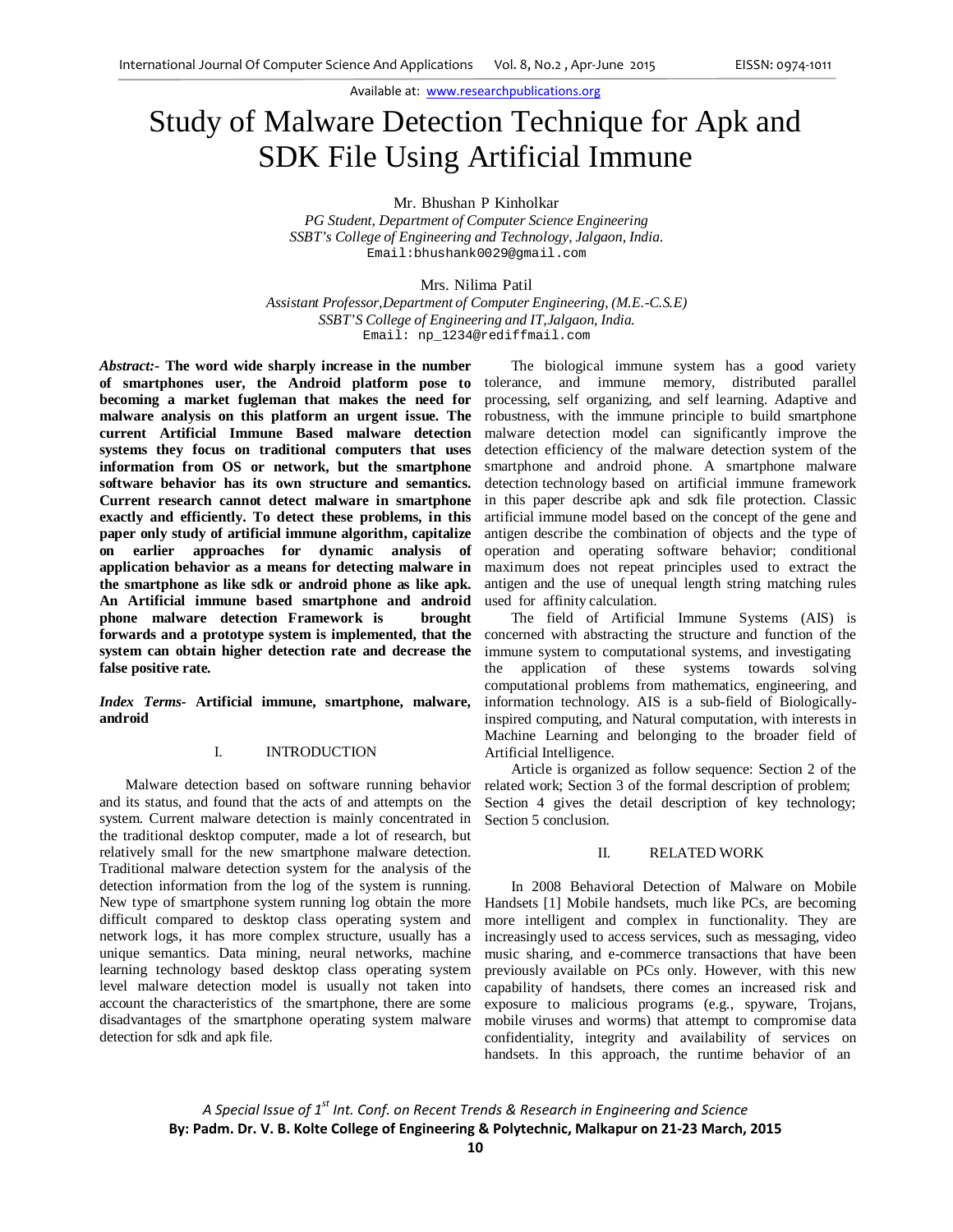Available at: www.researchpublications.org

# Study of Malware Detection Technique for Apk and SDK File Using Artificial Immune

Mr. Bhushan P Kinholkar

*PG Student, Department of Computer Science Engineering*
*SSBT's College of Engineering and Technology, Jalgaon, India.*
Email:bhushank0029@gmail.com

Mrs. Nilima Patil

*Assistant Professor,Department of Computer Engineering, (M.E.-C.S.E)*
*SSBT'S College of Engineering and IT,Jalgaon, India.*
Email: np_1234@rediffmail.com

***Abstract:-*** **The word wide sharply increase in the number of smartphones user, the Android platform pose to becoming a market fugleman that makes the need for malware analysis on this platform an urgent issue. The current Artificial Immune Based malware detection systems they focus on traditional computers that uses information from OS or network, but the smartphone software behavior has its own structure and semantics. Current research cannot detect malware in smartphone exactly and efficiently. To detect these problems, in this paper only study of artificial immune algorithm, capitalize on earlier approaches for dynamic analysis of application behavior as a means for detecting malware in the smartphone as like sdk or android phone as like apk. An Artificial immune based smartphone and android phone malware detection Framework is brought forwards and a prototype system is implemented, that the system can obtain higher detection rate and decrease the false positive rate.**

***Index Terms-*** **Artificial immune, smartphone, malware, android**

## I. INTRODUCTION

Malware detection based on software running behavior and its status, and found that the acts of and attempts on the system. Current malware detection is mainly concentrated in the traditional desktop computer, made a lot of research, but relatively small for the new smartphone malware detection. Traditional malware detection system for the analysis of the detection information from the log of the system is running. New type of smartphone system running log obtain the more difficult compared to desktop class operating system and network logs, it has more complex structure, usually has a unique semantics. Data mining, neural networks, machine learning technology based desktop class operating system level malware detection model is usually not taken into account the characteristics of the smartphone, there are some disadvantages of the smartphone operating system malware detection for sdk and apk file.

The biological immune system has a good variety tolerance, and immune memory, distributed parallel processing, self organizing, and self learning. Adaptive and robustness, with the immune principle to build smartphone malware detection model can significantly improve the detection efficiency of the malware detection system of the smartphone and android phone. A smartphone malware detection technology based on artificial immune framework in this paper describe apk and sdk file protection. Classic artificial immune model based on the concept of the gene and antigen describe the combination of objects and the type of operation and operating software behavior; conditional maximum does not repeat principles used to extract the antigen and the use of unequal length string matching rules used for affinity calculation.

The field of Artificial Immune Systems (AIS) is concerned with abstracting the structure and function of the immune system to computational systems, and investigating the application of these systems towards solving computational problems from mathematics, engineering, and information technology. AIS is a sub-field of Biologically-inspired computing, and Natural computation, with interests in Machine Learning and belonging to the broader field of Artificial Intelligence.

Article is organized as follow sequence: Section 2 of the related work; Section 3 of the formal description of problem; Section 4 gives the detail description of key technology; Section 5 conclusion.

## II. RELATED WORK

In 2008 Behavioral Detection of Malware on Mobile Handsets [1] Mobile handsets, much like PCs, are becoming more intelligent and complex in functionality. They are increasingly used to access services, such as messaging, video music sharing, and e-commerce transactions that have been previously available on PCs only. However, with this new capability of handsets, there comes an increased risk and exposure to malicious programs (e.g., spyware, Trojans, mobile viruses and worms) that attempt to compromise data confidentiality, integrity and availability of services on handsets. In this approach, the runtime behavior of an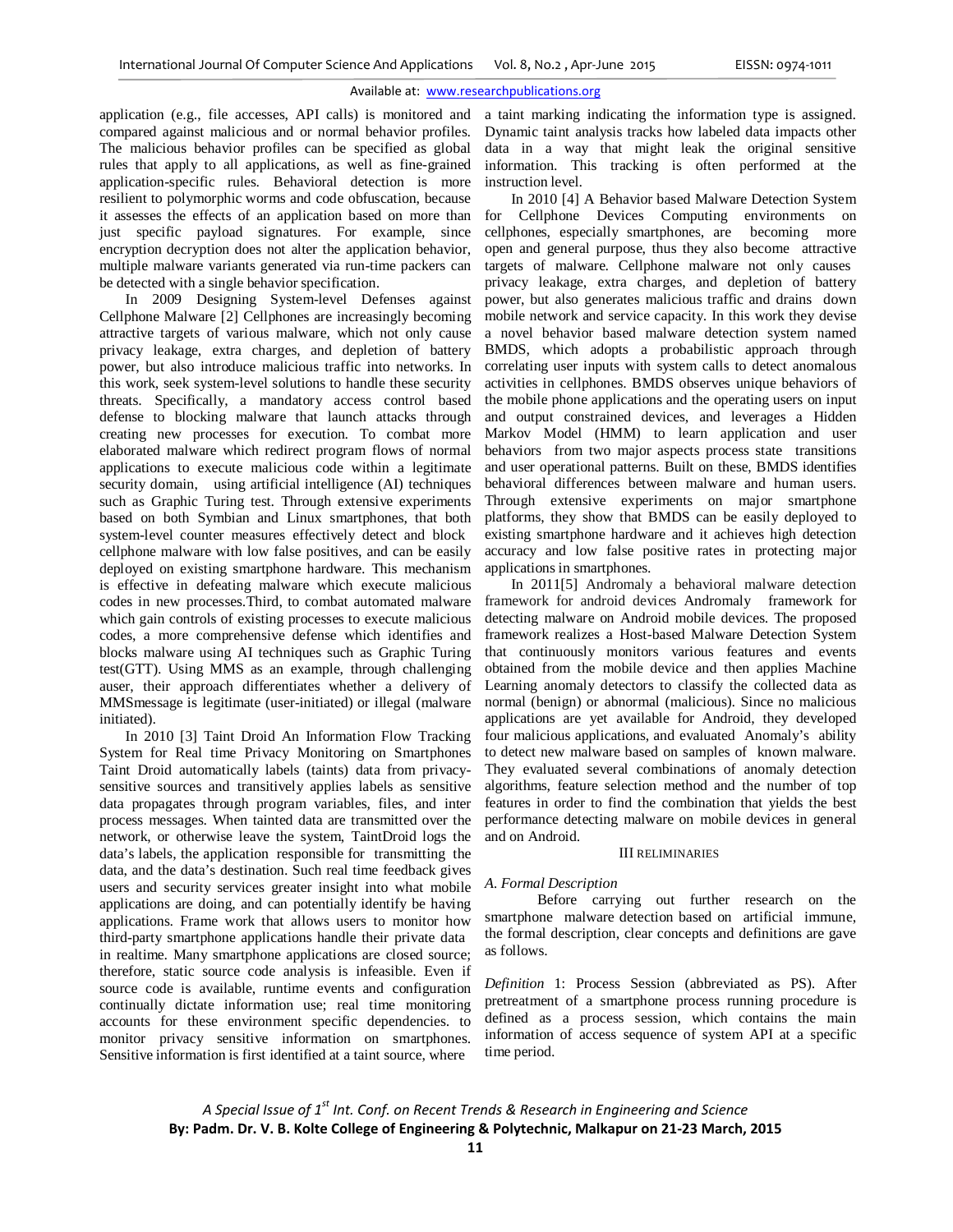application (e.g., file accesses, API calls) is monitored and compared against malicious and or normal behavior profiles. The malicious behavior profiles can be specified as global rules that apply to all applications, as well as fine-grained application-specific rules. Behavioral detection is more resilient to polymorphic worms and code obfuscation, because it assesses the effects of an application based on more than just specific payload signatures. For example, since encryption decryption does not alter the application behavior, multiple malware variants generated via run-time packers can be detected with a single behavior specification.

In 2009 Designing System-level Defenses against Cellphone Malware [2] Cellphones are increasingly becoming attractive targets of various malware, which not only cause privacy leakage, extra charges, and depletion of battery power, but also introduce malicious traffic into networks. In this work, seek system-level solutions to handle these security threats. Specifically, a mandatory access control based defense to blocking malware that launch attacks through creating new processes for execution. To combat more elaborated malware which redirect program flows of normal applications to execute malicious code within a legitimate security domain, using artificial intelligence (AI) techniques such as Graphic Turing test. Through extensive experiments based on both Symbian and Linux smartphones, that both system-level counter measures effectively detect and block cellphone malware with low false positives, and can be easily deployed on existing smartphone hardware. This mechanism is effective in defeating malware which execute malicious codes in new processes.Third, to combat automated malware which gain controls of existing processes to execute malicious codes, a more comprehensive defense which identifies and blocks malware using AI techniques such as Graphic Turing test(GTT). Using MMS as an example, through challenging auser, their approach differentiates whether a delivery of MMSmessage is legitimate (user-initiated) or illegal (malware initiated).

In 2010 [3] Taint Droid An Information Flow Tracking System for Real time Privacy Monitoring on Smartphones Taint Droid automatically labels (taints) data from privacy-sensitive sources and transitively applies labels as sensitive data propagates through program variables, files, and inter process messages. When tainted data are transmitted over the network, or otherwise leave the system, TaintDroid logs the data's labels, the application responsible for transmitting the data, and the data's destination. Such real time feedback gives users and security services greater insight into what mobile applications are doing, and can potentially identify be having applications. Frame work that allows users to monitor how third-party smartphone applications handle their private data in realtime. Many smartphone applications are closed source; therefore, static source code analysis is infeasible. Even if source code is available, runtime events and configuration continually dictate information use; real time monitoring accounts for these environment specific dependencies. to monitor privacy sensitive information on smartphones. Sensitive information is first identified at a taint source, where a taint marking indicating the information type is assigned. Dynamic taint analysis tracks how labeled data impacts other data in a way that might leak the original sensitive information. This tracking is often performed at the instruction level.

In 2010 [4] A Behavior based Malware Detection System for Cellphone Devices Computing environments on cellphones, especially smartphones, are becoming more open and general purpose, thus they also become attractive targets of malware. Cellphone malware not only causes privacy leakage, extra charges, and depletion of battery power, but also generates malicious traffic and drains down mobile network and service capacity. In this work they devise a novel behavior based malware detection system named BMDS, which adopts a probabilistic approach through correlating user inputs with system calls to detect anomalous activities in cellphones. BMDS observes unique behaviors of the mobile phone applications and the operating users on input and output constrained devices, and leverages a Hidden Markov Model (HMM) to learn application and user behaviors from two major aspects process state transitions and user operational patterns. Built on these, BMDS identifies behavioral differences between malware and human users. Through extensive experiments on major smartphone platforms, they show that BMDS can be easily deployed to existing smartphone hardware and it achieves high detection accuracy and low false positive rates in protecting major applications in smartphones.

In 2011[5] Andromaly a behavioral malware detection framework for android devices Andromaly framework for detecting malware on Android mobile devices. The proposed framework realizes a Host-based Malware Detection System that continuously monitors various features and events obtained from the mobile device and then applies Machine Learning anomaly detectors to classify the collected data as normal (benign) or abnormal (malicious). Since no malicious applications are yet available for Android, they developed four malicious applications, and evaluated Anomaly's ability to detect new malware based on samples of known malware. They evaluated several combinations of anomaly detection algorithms, feature selection method and the number of top features in order to find the combination that yields the best performance detecting malware on mobile devices in general and on Android.

## III RELIMINARIES

### *A. Formal Description*

Before carrying out further research on the smartphone malware detection based on artificial immune, the formal description, clear concepts and definitions are gave as follows.

*Definition* 1: Process Session (abbreviated as PS). After pretreatment of a smartphone process running procedure is defined as a process session, which contains the main information of access sequence of system API at a specific time period.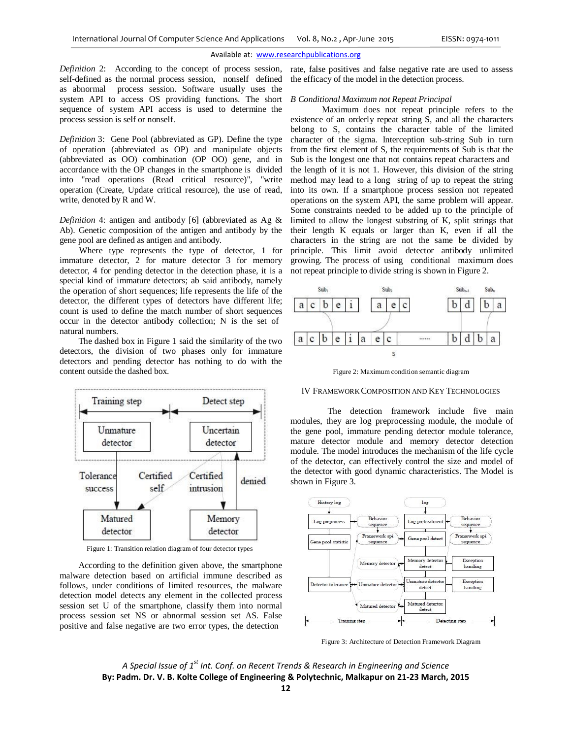*Definition* 2: According to the concept of process session, self-defined as the normal process session, nonself defined as abnormal process session. Software usually uses the system API to access OS providing functions. The short sequence of system API access is used to determine the process session is self or nonself.

*Definition* 3: Gene Pool (abbreviated as GP). Define the type of operation (abbreviated as OP) and manipulate objects (abbreviated as OO) combination (OP OO) gene, and in accordance with the OP changes in the smartphone is divided into "read operations (Read critical resource)", "write operation (Create, Update critical resource), the use of read, write, denoted by R and W.

*Definition* 4: antigen and antibody [6] (abbreviated as Ag & Ab). Genetic composition of the antigen and antibody by the gene pool are defined as antigen and antibody.

Where type represents the type of detector, 1 for immature detector, 2 for mature detector 3 for memory detector, 4 for pending detector in the detection phase, it is a special kind of immature detectors; ab said antibody, namely the operation of short sequences; life represents the life of the detector, the different types of detectors have different life; count is used to define the match number of short sequences occur in the detector antibody collection; N is the set of natural numbers.

The dashed box in Figure 1 said the similarity of the two detectors, the division of two phases only for immature detectors and pending detector has nothing to do with the content outside the dashed box.

Figure 1: Transition relation diagram of four detector types

According to the definition given above, the smartphone malware detection based on artificial immune described as follows, under conditions of limited resources, the malware detection model detects any element in the collected process session set U of the smartphone, classify them into normal process session set NS or abnormal session set AS. False positive and false negative are two error types, the detection rate, false positives and false negative rate are used to assess the efficacy of the model in the detection process.

### *B Conditional Maximum not Repeat Principal*

Maximum does not repeat principle refers to the existence of an orderly repeat string S, and all the characters belong to S, contains the character table of the limited character of the sigma. Interception sub-string Sub in turn from the first element of S, the requirements of Sub is that the Sub is the longest one that not contains repeat characters and the length of it is not 1. However, this division of the string method may lead to a long string of up to repeat the string into its own. If a smartphone process session not repeated operations on the system API, the same problem will appear. Some constraints needed to be added up to the principle of limited to allow the longest substring of K, split strings that their length K equals or larger than K, even if all the characters in the string are not the same be divided by principle. This limit avoid detector antibody unlimited growing. The process of using conditional maximum does not repeat principle to divide string is shown in Figure 2.

Figure 2: Maximum condition semantic diagram

## IV Framework Composition and Key Technologies

The detection framework include five main modules, they are log preprocessing module, the module of the gene pool, immature pending detector module tolerance, mature detector module and memory detector detection module. The model introduces the mechanism of the life cycle of the detector, can effectively control the size and model of the detector with good dynamic characteristics. The Model is shown in Figure 3.

Figure 3: Architecture of Detection Framework Diagram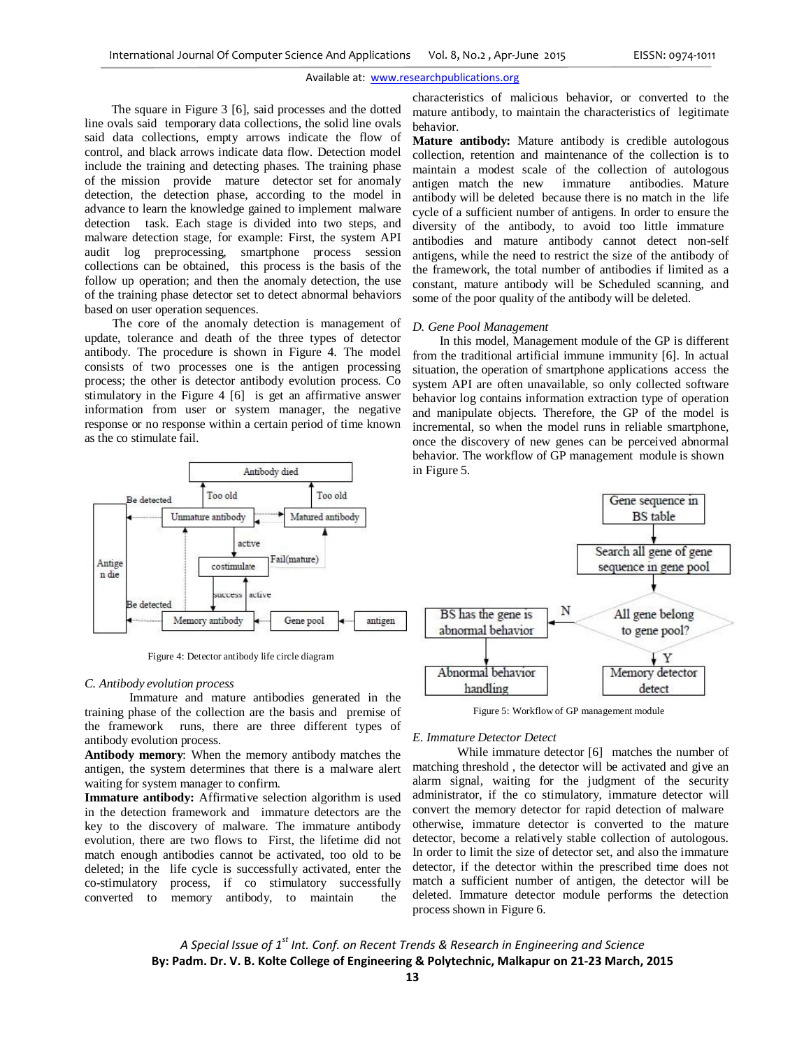The square in Figure 3 [6], said processes and the dotted line ovals said temporary data collections, the solid line ovals said data collections, empty arrows indicate the flow of control, and black arrows indicate data flow. Detection model include the training and detecting phases. The training phase of the mission provide mature detector set for anomaly detection, the detection phase, according to the model in advance to learn the knowledge gained to implement malware detection task. Each stage is divided into two steps, and malware detection stage, for example: First, the system API audit log preprocessing, smartphone process session collections can be obtained, this process is the basis of the follow up operation; and then the anomaly detection, the use of the training phase detector set to detect abnormal behaviors based on user operation sequences.

The core of the anomaly detection is management of update, tolerance and death of the three types of detector antibody. The procedure is shown in Figure 4. The model consists of two processes one is the antigen processing process; the other is detector antibody evolution process. Co stimulatory in the Figure 4 [6] is get an affirmative answer information from user or system manager, the negative response or no response within a certain period of time known as the co stimulate fail.

Figure 4: Detector antibody life circle diagram

*C. Antibody evolution process*

Immature and mature antibodies generated in the training phase of the collection are the basis and premise of the framework runs, there are three different types of antibody evolution process.

**Antibody memory**: When the memory antibody matches the antigen, the system determines that there is a malware alert waiting for system manager to confirm.

**Immature antibody:** Affirmative selection algorithm is used in the detection framework and immature detectors are the key to the discovery of malware. The immature antibody evolution, there are two flows to First, the lifetime did not match enough antibodies cannot be activated, too old to be deleted; in the life cycle is successfully activated, enter the co-stimulatory process, if co stimulatory successfully converted to memory antibody, to maintain the characteristics of malicious behavior, or converted to the mature antibody, to maintain the characteristics of legitimate behavior.

**Mature antibody:** Mature antibody is credible autologous collection, retention and maintenance of the collection is to maintain a modest scale of the collection of autologous antigen match the new immature antibodies. Mature antibody will be deleted because there is no match in the life cycle of a sufficient number of antigens. In order to ensure the diversity of the antibody, to avoid too little immature antibodies and mature antibody cannot detect non-self antigens, while the need to restrict the size of the antibody of the framework, the total number of antibodies if limited as a constant, mature antibody will be Scheduled scanning, and some of the poor quality of the antibody will be deleted.

*D. Gene Pool Management*

In this model, Management module of the GP is different from the traditional artificial immune immunity [6]. In actual situation, the operation of smartphone applications access the system API are often unavailable, so only collected software behavior log contains information extraction type of operation and manipulate objects. Therefore, the GP of the model is incremental, so when the model runs in reliable smartphone, once the discovery of new genes can be perceived abnormal behavior. The workflow of GP management module is shown in Figure 5.

Figure 5: Workflow of GP management module

*E. Immature Detector Detect*

While immature detector [6] matches the number of matching threshold , the detector will be activated and give an alarm signal, waiting for the judgment of the security administrator, if the co stimulatory, immature detector will convert the memory detector for rapid detection of malware otherwise, immature detector is converted to the mature detector, become a relatively stable collection of autologous. In order to limit the size of detector set, and also the immature detector, if the detector within the prescribed time does not match a sufficient number of antigen, the detector will be deleted. Immature detector module performs the detection process shown in Figure 6.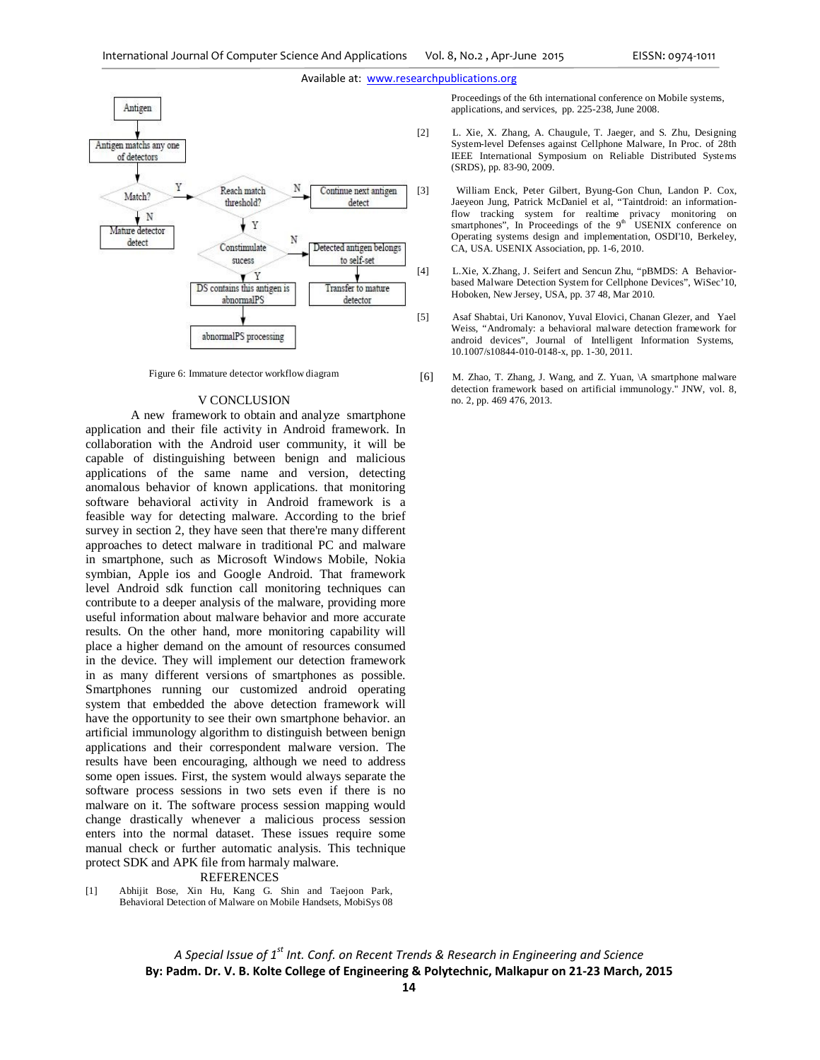Antigen

Antigen matchs any one of detectors

Match?

Y

N

Mature detector detect

Reach match threshold?

N

Continue next antigen detect

Y

Constimulate sucess

N

Detected antigen belongs to self-set

Transfer to mature detector

Y

DS contains this antigen is abnormalPS

abnormalPS processing

Figure 6: Immature detector workflow diagram

## V CONCLUSION

A new framework to obtain and analyze smartphone application and their file activity in Android framework. In collaboration with the Android user community, it will be capable of distinguishing between benign and malicious applications of the same name and version, detecting anomalous behavior of known applications. that monitoring software behavioral activity in Android framework is a feasible way for detecting malware. According to the brief survey in section 2, they have seen that there're many different approaches to detect malware in traditional PC and malware in smartphone, such as Microsoft Windows Mobile, Nokia symbian, Apple ios and Google Android. That framework level Android sdk function call monitoring techniques can contribute to a deeper analysis of the malware, providing more useful information about malware behavior and more accurate results. On the other hand, more monitoring capability will place a higher demand on the amount of resources consumed in the device. They will implement our detection framework in as many different versions of smartphones as possible. Smartphones running our customized android operating system that embedded the above detection framework will have the opportunity to see their own smartphone behavior. an artificial immunology algorithm to distinguish between benign applications and their correspondent malware version. The results have been encouraging, although we need to address some open issues. First, the system would always separate the software process sessions in two sets even if there is no malware on it. The software process session mapping would change drastically whenever a malicious process session enters into the normal dataset. These issues require some manual check or further automatic analysis. This technique protect SDK and APK file from harmaly malware.

## REFERENCES

[1] Abhijit Bose, Xin Hu, Kang G. Shin and Taejoon Park, Behavioral Detection of Malware on Mobile Handsets, MobiSys 08 Proceedings of the 6th international conference on Mobile systems, applications, and services, pp. 225-238, June 2008.

[2] L. Xie, X. Zhang, A. Chaugule, T. Jaeger, and S. Zhu, Designing System-level Defenses against Cellphone Malware, In Proc. of 28th IEEE International Symposium on Reliable Distributed Systems (SRDS), pp. 83-90, 2009.

[3] William Enck, Peter Gilbert, Byung-Gon Chun, Landon P. Cox, Jaeyeon Jung, Patrick McDaniel et al, "Taintdroid: an information-flow tracking system for realtime privacy monitoring on smartphones", In Proceedings of the 9th USENIX conference on Operating systems design and implementation, OSDI'10, Berkeley, CA, USA. USENIX Association, pp. 1-6, 2010.

[4] L.Xie, X.Zhang, J. Seifert and Sencun Zhu, "pBMDS: A Behavior-based Malware Detection System for Cellphone Devices", WiSec'10, Hoboken, New Jersey, USA, pp. 37 48, Mar 2010.

[5] Asaf Shabtai, Uri Kanonov, Yuval Elovici, Chanan Glezer, and Yael Weiss, "Andromaly: a behavioral malware detection framework for android devices", Journal of Intelligent Information Systems, 10.1007/s10844-010-0148-x, pp. 1-30, 2011.

[6] M. Zhao, T. Zhang, J. Wang, and Z. Yuan, \A smartphone malware detection framework based on artificial immunology." JNW, vol. 8, no. 2, pp. 469 476, 2013.